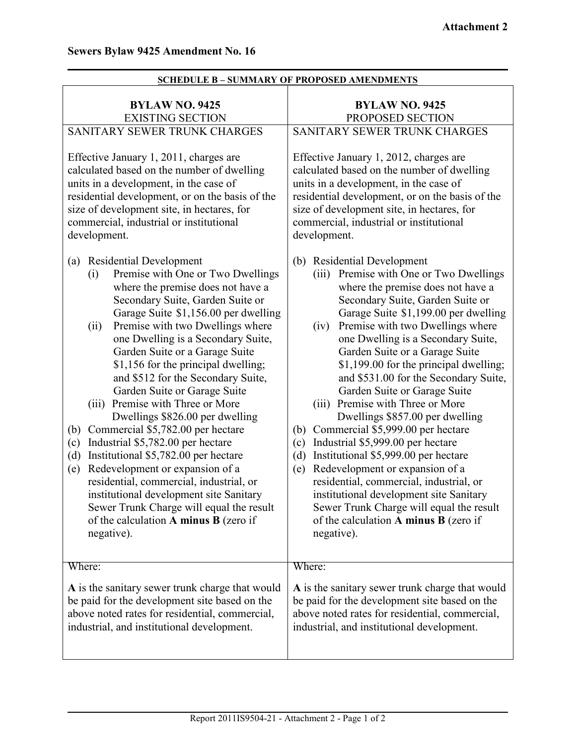**Attachment 2**

**Sewers Bylaw 9425 Amendment No. 16**

**SCHEDULE B – SUMMARY OF PROPOSED AMENDMENTS**

| **BYLAW NO. 9425**<br>EXISTING SECTION | **BYLAW NO. 9425**<br>PROPOSED SECTION |
|---|---|
| SANITARY SEWER TRUNK CHARGES<br><br>Effective January 1, 2011, charges are calculated based on the number of dwelling units in a development, in the case of residential development, or on the basis of the size of development site, in hectares, for commercial, industrial or institutional development.<br><br>(a) Residential Development<br>(i) Premise with One or Two Dwellings where the premise does not have a Secondary Suite, Garden Suite or Garage Suite $1,156.00 per dwelling<br>(ii) Premise with two Dwellings where one Dwelling is a Secondary Suite, Garden Suite or a Garage Suite $1,156 for the principal dwelling; and $512 for the Secondary Suite, Garden Suite or Garage Suite<br>(iii) Premise with Three or More Dwellings $826.00 per dwelling<br>(b) Commercial $5,782.00 per hectare<br>(c) Industrial $5,782.00 per hectare<br>(d) Institutional $5,782.00 per hectare<br>(e) Redevelopment or expansion of a residential, commercial, industrial, or institutional development site Sanitary Sewer Trunk Charge will equal the result of the calculation **A minus B** (zero if negative). | SANITARY SEWER TRUNK CHARGES<br><br>Effective January 1, 2012, charges are calculated based on the number of dwelling units in a development, in the case of residential development, or on the basis of the size of development site, in hectares, for commercial, industrial or institutional development.<br><br>(b) Residential Development<br>(iii) Premise with One or Two Dwellings where the premise does not have a Secondary Suite, Garden Suite or Garage Suite $1,199.00 per dwelling<br>(iv) Premise with two Dwellings where one Dwelling is a Secondary Suite, Garden Suite or a Garage Suite $1,199.00 for the principal dwelling; and $531.00 for the Secondary Suite, Garden Suite or Garage Suite<br>(iii) Premise with Three or More Dwellings $857.00 per dwelling<br>(b) Commercial $5,999.00 per hectare<br>(c) Industrial $5,999.00 per hectare<br>(d) Institutional $5,999.00 per hectare<br>(e) Redevelopment or expansion of a residential, commercial, industrial, or institutional development site Sanitary Sewer Trunk Charge will equal the result of the calculation **A minus B** (zero if negative). |
| Where:<br><br>**A** is the sanitary sewer trunk charge that would be paid for the development site based on the above noted rates for residential, commercial, industrial, and institutional development. | Where:<br><br>**A** is the sanitary sewer trunk charge that would be paid for the development site based on the above noted rates for residential, commercial, industrial, and institutional development. |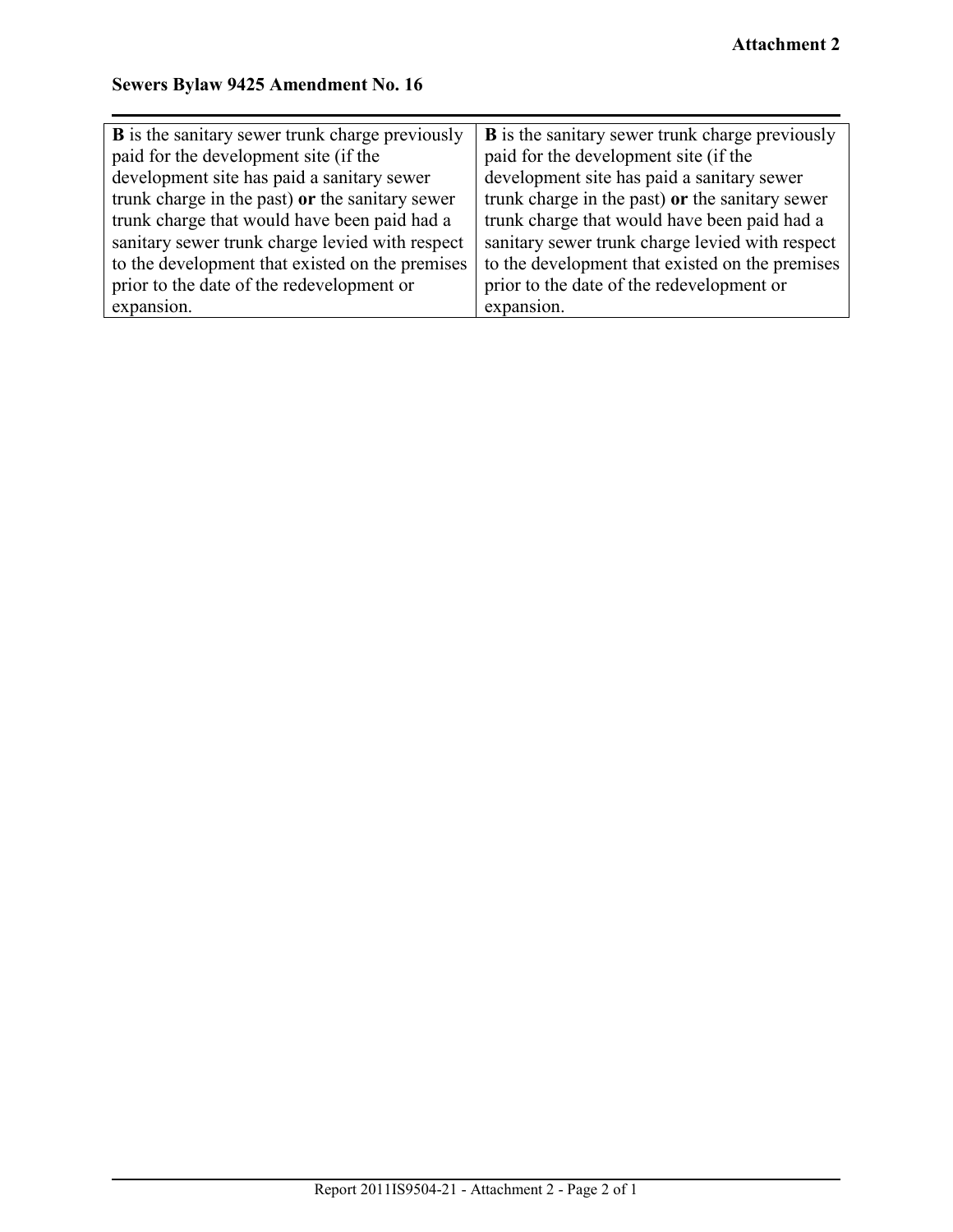**Sewers Bylaw 9425 Amendment No. 16**

| | |
|---|---|
| **B** is the sanitary sewer trunk charge previously paid for the development site (if the development site has paid a sanitary sewer trunk charge in the past) **or** the sanitary sewer trunk charge that would have been paid had a sanitary sewer trunk charge levied with respect to the development that existed on the premises prior to the date of the redevelopment or expansion. | **B** is the sanitary sewer trunk charge previously paid for the development site (if the development site has paid a sanitary sewer trunk charge in the past) **or** the sanitary sewer trunk charge that would have been paid had a sanitary sewer trunk charge levied with respect to the development that existed on the premises prior to the date of the redevelopment or expansion. |